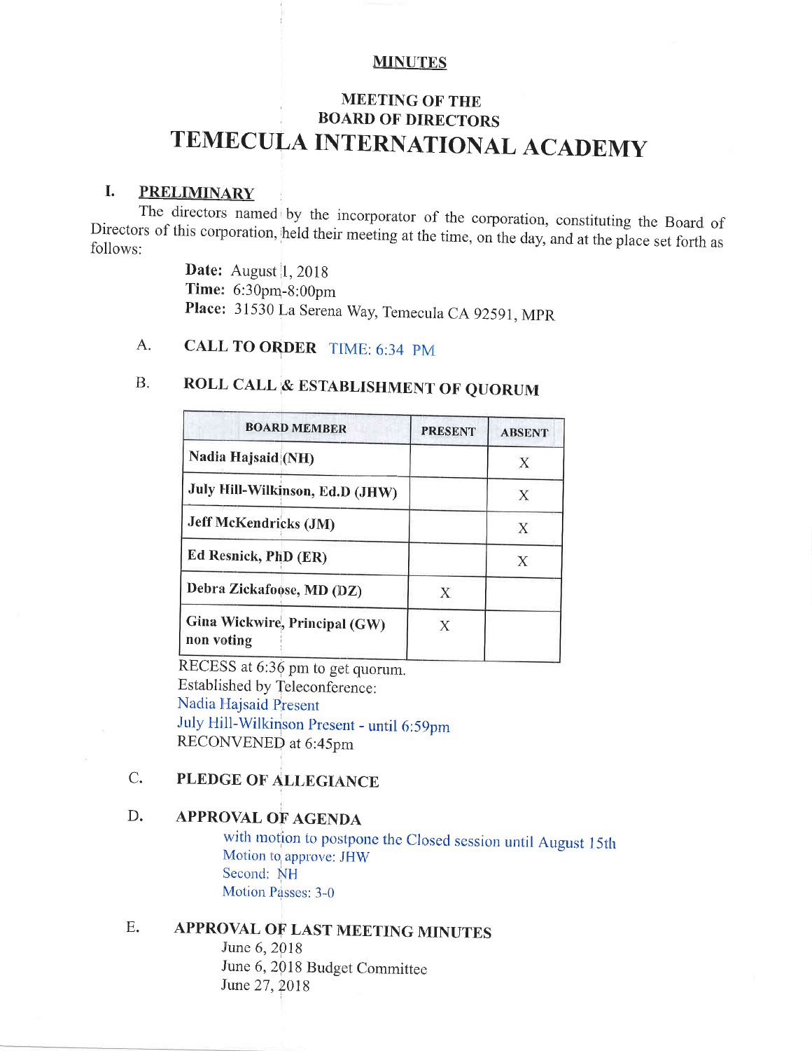**MINUTES**

**MEETING OF THE**
**BOARD OF DIRECTORS**

# TEMECULA INTERNATIONAL ACADEMY

## I. PRELIMINARY

The directors named by the incorporator of the corporation, constituting the Board of Directors of this corporation, held their meeting at the time, on the day, and at the place set forth as follows:

**Date:** August 1, 2018
**Time:** 6:30pm-8:00pm
**Place:** 31530 La Serena Way, Temecula CA 92591, MPR

### A. CALL TO ORDER TIME: 6:34 PM

### B. ROLL CALL & ESTABLISHMENT OF QUORUM

| BOARD MEMBER | PRESENT | ABSENT |
|---|---|---|
| Nadia Hajsaid (NH) | | X |
| July Hill-Wilkinson, Ed.D (JHW) | | X |
| Jeff McKendricks (JM) | | X |
| Ed Resnick, PhD (ER) | | X |
| Debra Zickafoose, MD (DZ) | X | |
| Gina Wickwire, Principal (GW) non voting | X | |

RECESS at 6:36 pm to get quorum.
Established by Teleconference:
Nadia Hajsaid Present
July Hill-Wilkinson Present - until 6:59pm
RECONVENED at 6:45pm

### C. PLEDGE OF ALLEGIANCE

### D. APPROVAL OF AGENDA

with motion to postpone the Closed session until August 15th
Motion to approve: JHW
Second: NH
Motion Passes: 3-0

### E. APPROVAL OF LAST MEETING MINUTES

June 6, 2018
June 6, 2018 Budget Committee
June 27, 2018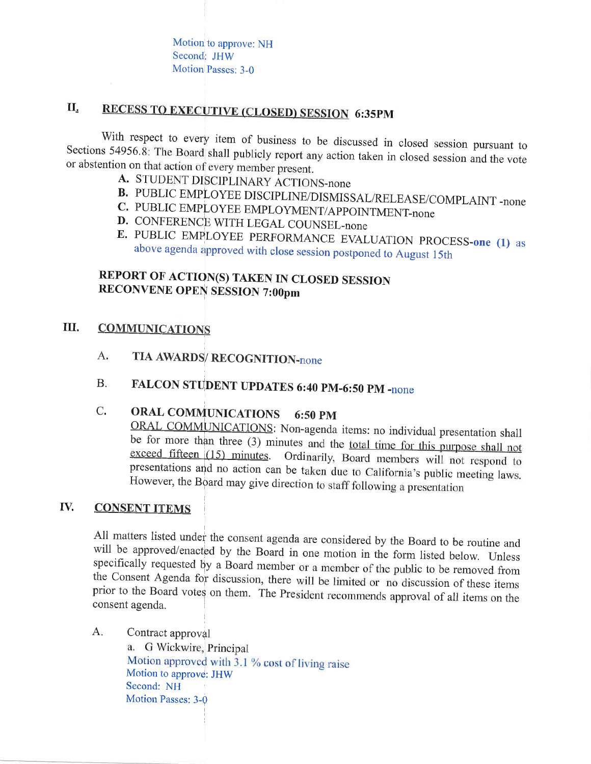Motion to approve: NH
Second: JHW
Motion Passes: 3-0

## II. RECESS TO EXECUTIVE (CLOSED) SESSION 6:35PM

With respect to every item of business to be discussed in closed session pursuant to Sections 54956.8: The Board shall publicly report any action taken in closed session and the vote or abstention on that action of every member present.

A. STUDENT DISCIPLINARY ACTIONS-none
B. PUBLIC EMPLOYEE DISCIPLINE/DISMISSAL/RELEASE/COMPLAINT -none
C. PUBLIC EMPLOYEE EMPLOYMENT/APPOINTMENT-none
D. CONFERENCE WITH LEGAL COUNSEL-none
E. PUBLIC EMPLOYEE PERFORMANCE EVALUATION PROCESS-**one (1)** as above agenda approved with close session postponed to August 15th

**REPORT OF ACTION(S) TAKEN IN CLOSED SESSION**
**RECONVENE OPEN SESSION 7:00pm**

## III. COMMUNICATIONS

A. **TIA AWARDS/ RECOGNITION**-none

B. **FALCON STUDENT UPDATES 6:40 PM-6:50 PM** -none

C. **ORAL COMMUNICATIONS 6:50 PM**
ORAL COMMUNICATIONS: Non-agenda items: no individual presentation shall be for more than three (3) minutes and the total time for this purpose shall not exceed fifteen (15) minutes. Ordinarily, Board members will not respond to presentations and no action can be taken due to California's public meeting laws. However, the Board may give direction to staff following a presentation

## IV. CONSENT ITEMS

All matters listed under the consent agenda are considered by the Board to be routine and will be approved/enacted by the Board in one motion in the form listed below. Unless specifically requested by a Board member or a member of the public to be removed from the Consent Agenda for discussion, there will be limited or no discussion of these items prior to the Board votes on them. The President recommends approval of all items on the consent agenda.

A. Contract approval
a. G Wickwire, Principal
Motion approved with 3.1 % cost of living raise
Motion to approve: JHW
Second: NH
Motion Passes: 3-0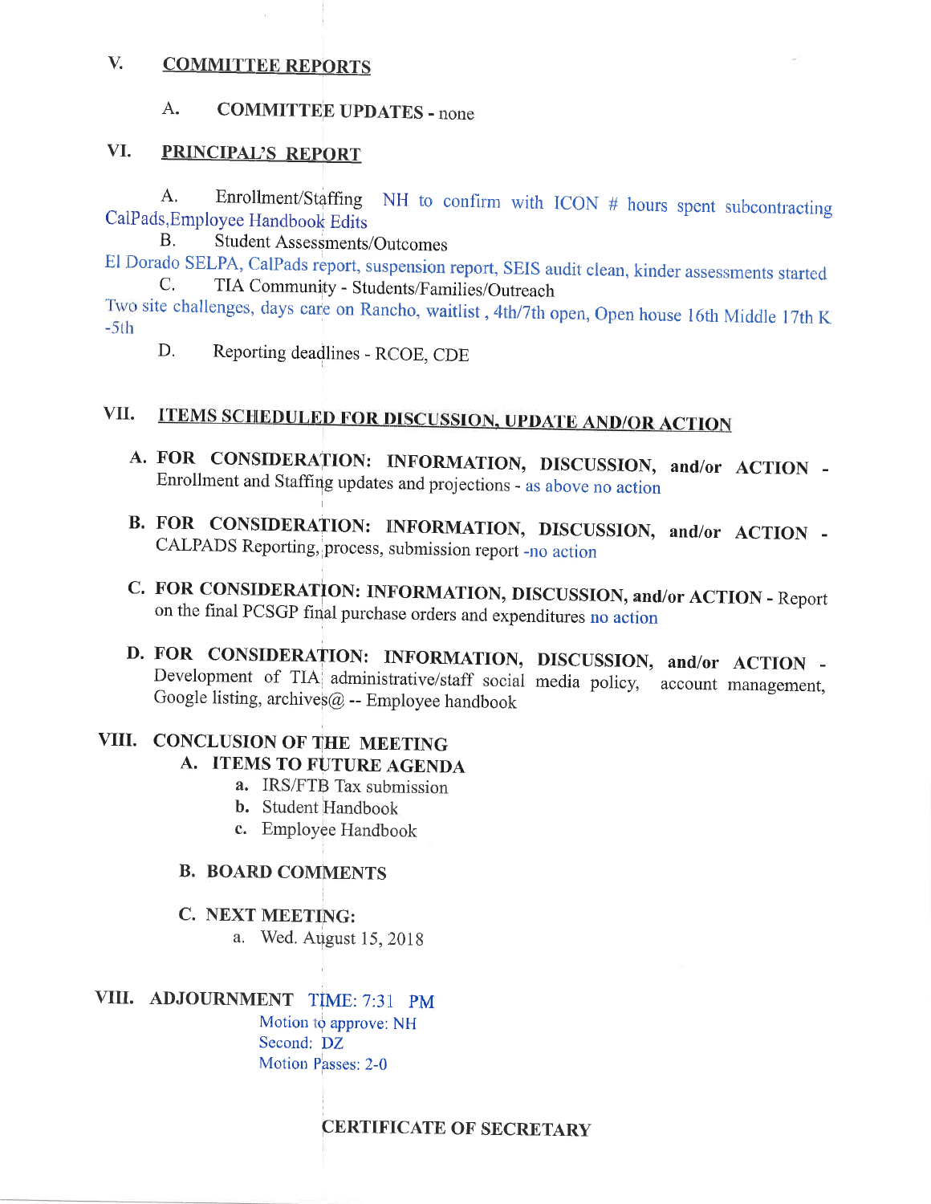## V. COMMITTEE REPORTS

A. **COMMITTEE UPDATES** - none

## VI. PRINCIPAL'S REPORT

A. Enrollment/Staffing NH to confirm with ICON # hours spent subcontracting CalPads,Employee Handbook Edits

B. Student Assessments/Outcomes

El Dorado SELPA, CalPads report, suspension report, SEIS audit clean, kinder assessments started

C. TIA Community - Students/Families/Outreach

Two site challenges, days care on Rancho, waitlist , 4th/7th open, Open house 16th Middle 17th K -5th

D. Reporting deadlines - RCOE, CDE

## VII. ITEMS SCHEDULED FOR DISCUSSION, UPDATE AND/OR ACTION

A. **FOR CONSIDERATION: INFORMATION, DISCUSSION, and/or ACTION** - Enrollment and Staffing updates and projections - as above no action

B. **FOR CONSIDERATION: INFORMATION, DISCUSSION, and/or ACTION** - CALPADS Reporting, process, submission report -no action

C. **FOR CONSIDERATION: INFORMATION, DISCUSSION, and/or ACTION** - Report on the final PCSGP final purchase orders and expenditures no action

D. **FOR CONSIDERATION: INFORMATION, DISCUSSION, and/or ACTION** - Development of TIA administrative/staff social media policy, account management, Google listing, archives@ -- Employee handbook

## VIII. CONCLUSION OF THE MEETING

A. **ITEMS TO FUTURE AGENDA**

a. IRS/FTB Tax submission
b. Student Handbook
c. Employee Handbook

B. **BOARD COMMENTS**

C. **NEXT MEETING:**

a. Wed. August 15, 2018

## VIII. ADJOURNMENT TIME: 7:31 PM

Motion to approve: NH
Second: DZ
Motion Passes: 2-0

**CERTIFICATE OF SECRETARY**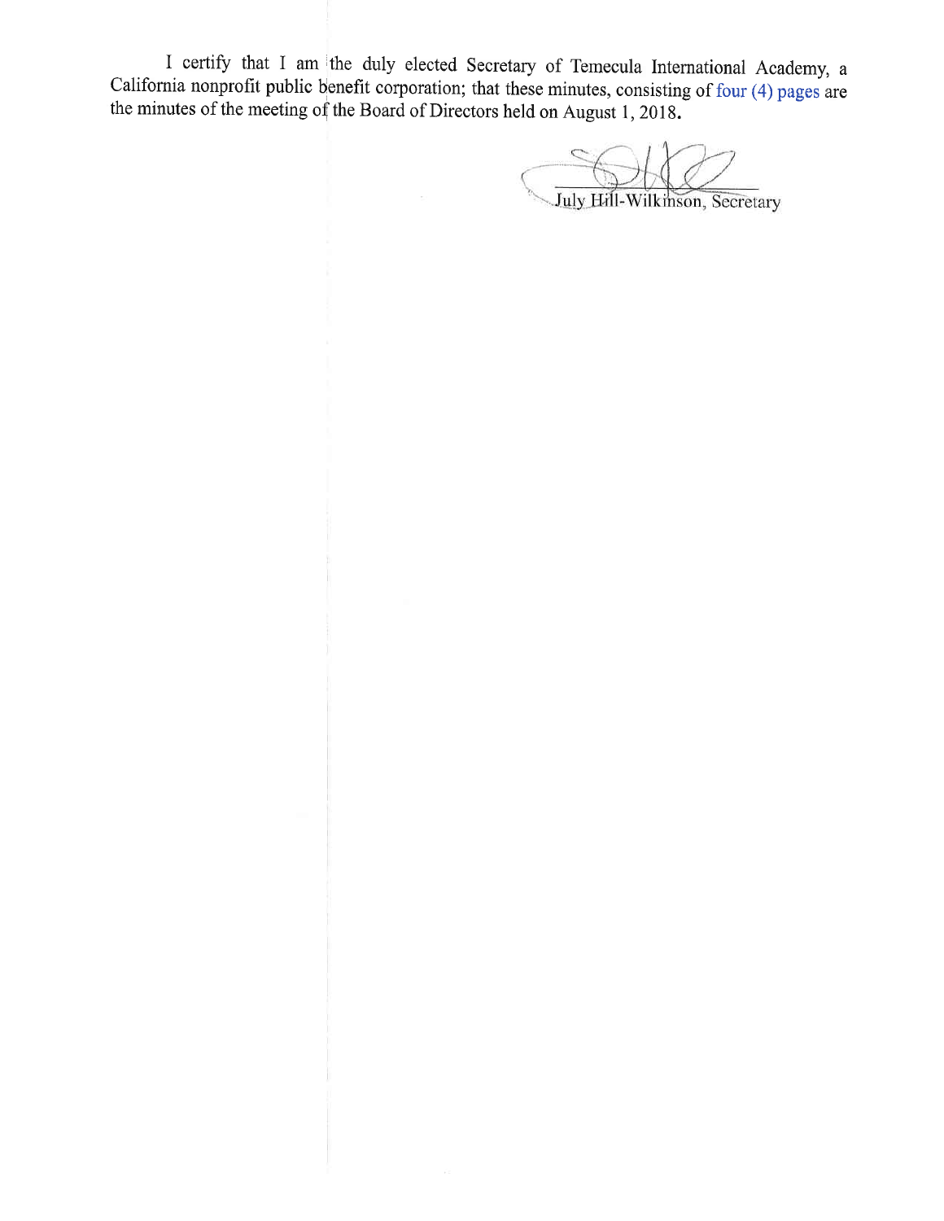I certify that I am the duly elected Secretary of Temecula International Academy, a California nonprofit public benefit corporation; that these minutes, consisting of four (4) pages are the minutes of the meeting of the Board of Directors held on August 1, 2018.

July Hill-Wilkinson, Secretary